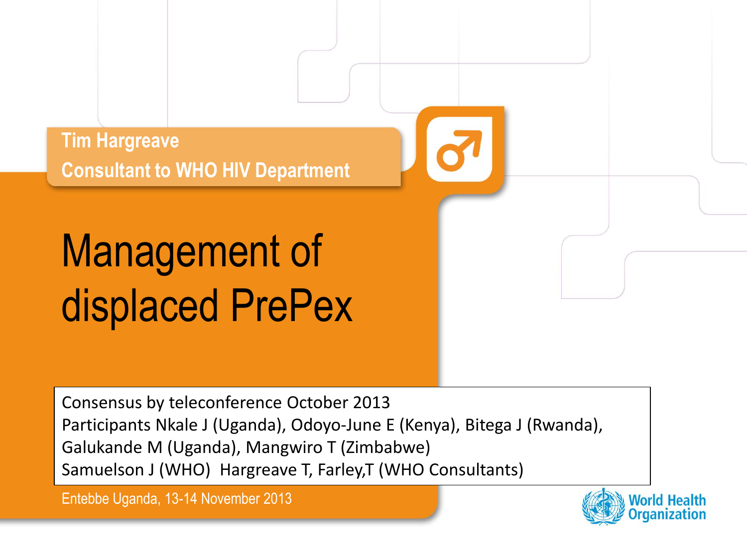**Tim Hargreave**
**Consultant to WHO HIV Department**

# Management of displaced PrePex

Consensus by teleconference October 2013
Participants Nkale J (Uganda), Odoyo-June E (Kenya), Bitega J (Rwanda), Galukande M (Uganda), Mangwiro T (Zimbabwe)
Samuelson J (WHO) Hargreave T, Farley,T (WHO Consultants)

Entebbe Uganda, 13-14 November 2013

World Health Organization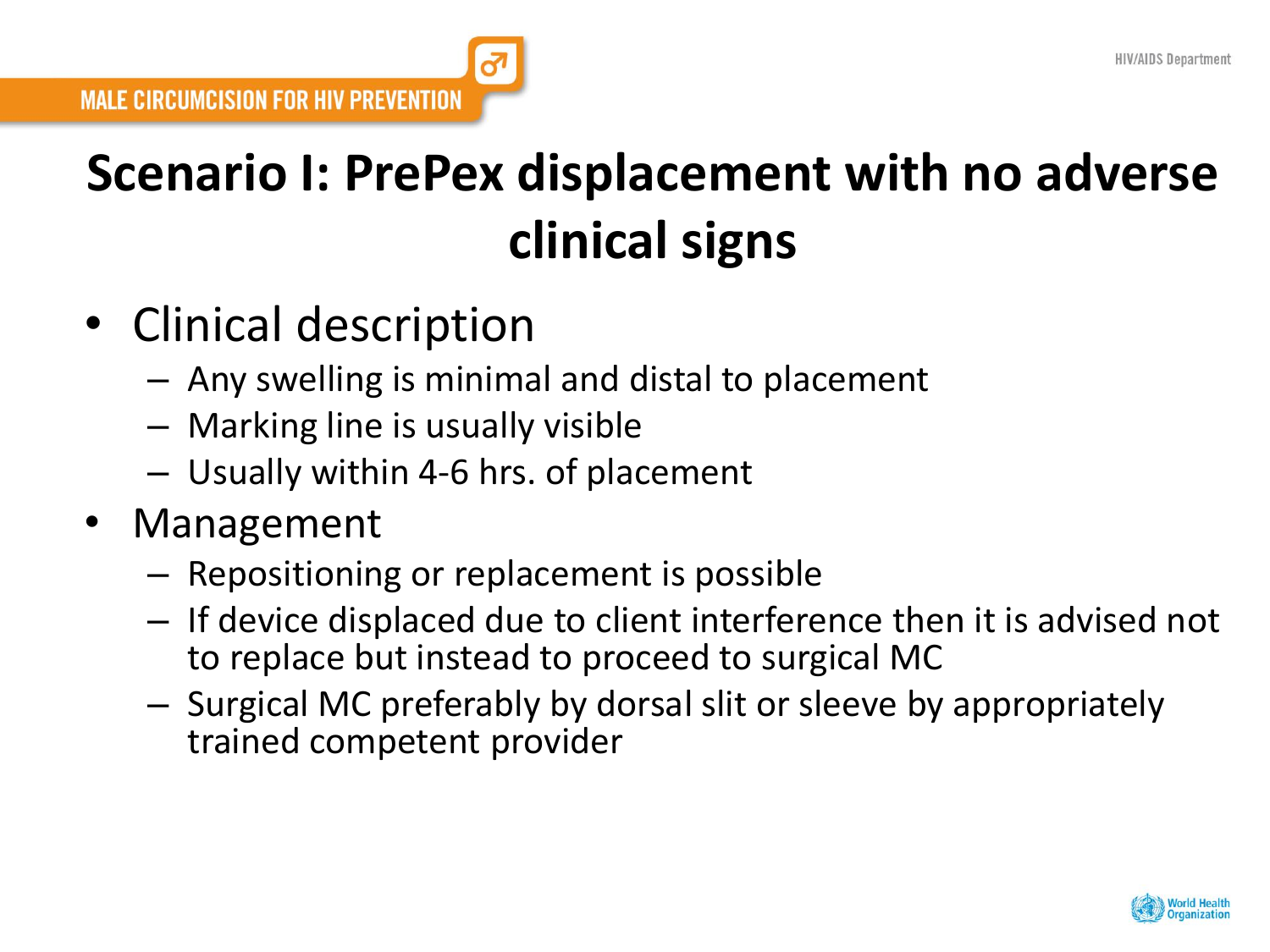# Scenario I: PrePex displacement with no adverse clinical signs

- Clinical description
  - Any swelling is minimal and distal to placement
  - Marking line is usually visible
  - Usually within 4-6 hrs. of placement
- Management
  - Repositioning or replacement is possible
  - If device displaced due to client interference then it is advised not to replace but instead to proceed to surgical MC
  - Surgical MC preferably by dorsal slit or sleeve by appropriately trained competent provider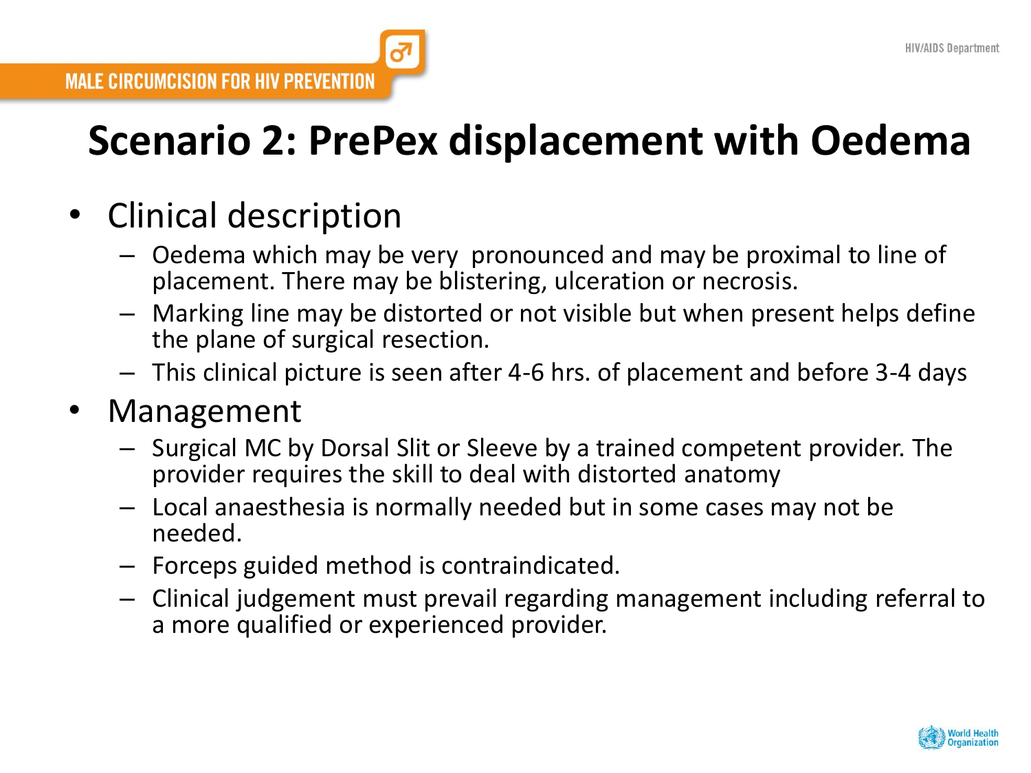# Scenario 2: PrePex displacement with Oedema

- Clinical description
  - Oedema which may be very pronounced and may be proximal to line of placement. There may be blistering, ulceration or necrosis.
  - Marking line may be distorted or not visible but when present helps define the plane of surgical resection.
  - This clinical picture is seen after 4-6 hrs. of placement and before 3-4 days
- Management
  - Surgical MC by Dorsal Slit or Sleeve by a trained competent provider. The provider requires the skill to deal with distorted anatomy
  - Local anaesthesia is normally needed but in some cases may not be needed.
  - Forceps guided method is contraindicated.
  - Clinical judgement must prevail regarding management including referral to a more qualified or experienced provider.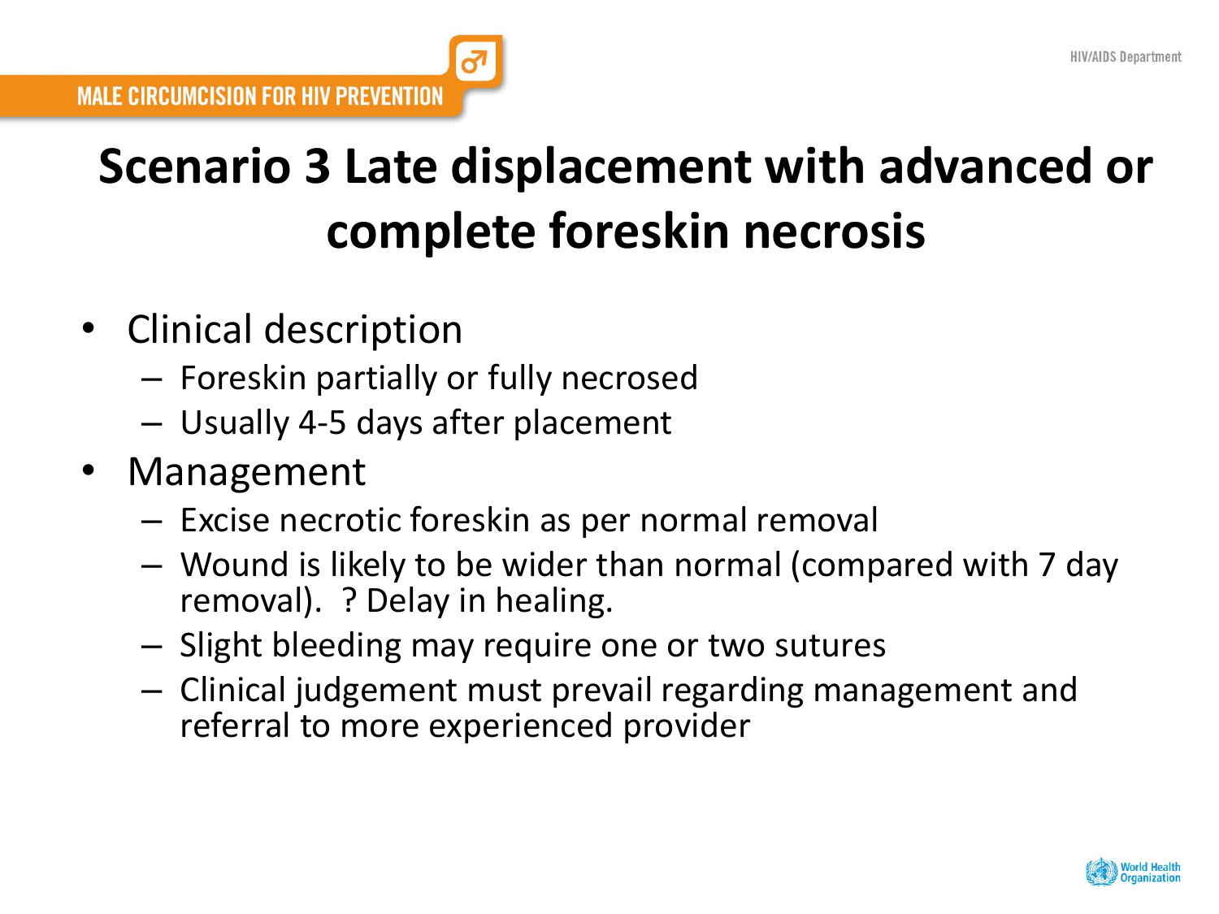# Scenario 3 Late displacement with advanced or complete foreskin necrosis

- Clinical description
  - Foreskin partially or fully necrosed
  - Usually 4-5 days after placement
- Management
  - Excise necrotic foreskin as per normal removal
  - Wound is likely to be wider than normal (compared with 7 day removal). ? Delay in healing.
  - Slight bleeding may require one or two sutures
  - Clinical judgement must prevail regarding management and referral to more experienced provider